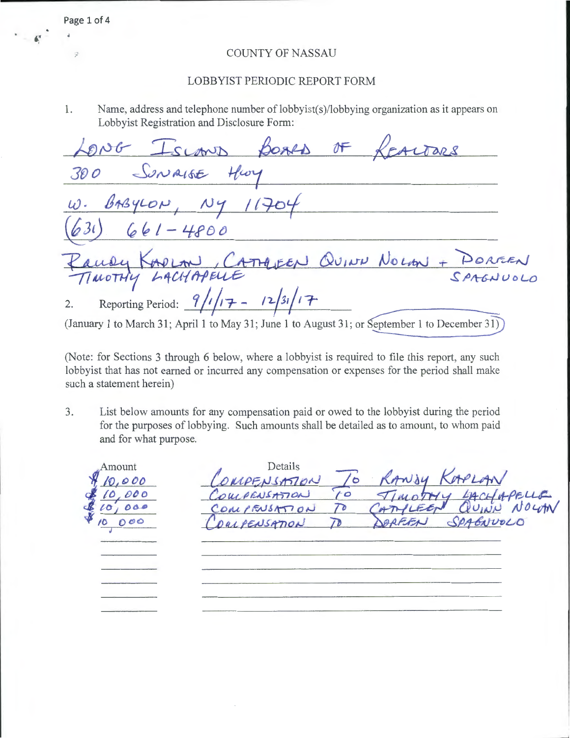COUNTY OF NASSAU

LOBBYIST PERIODIC REPORT FORM

1. Name, address and telephone number of lobbyist(s)/lobbying organization as it appears on Lobbyist Registration and Disclosure Form:

LONG ISLAND BOARD OF REALTORS
300 SUNRISE HWY
W. BABYLON, NY 11704
(631) 661-4800
RANDY KAPLAN, CATHLEEN QUINN NOLAN + DOREEN SPAGNUOLO
TIMOTHY LACHAPELLE

2. Reporting Period: 9/1/17 - 12/31/17

(January 1 to March 31; April 1 to May 31; June 1 to August 31; or September 1 to December 31)

(Note: for Sections 3 through 6 below, where a lobbyist is required to file this report, any such lobbyist that has not earned or incurred any compensation or expenses for the period shall make such a statement herein)

3. List below amounts for any compensation paid or owed to the lobbyist during the period for the purposes of lobbying. Such amounts shall be detailed as to amount, to whom paid and for what purpose.

| Amount | Details |
| --- | --- |
| $10,000 | COMPENSATION TO RANDY KAPLAN |
| $10,000 | COMPENSATION TO TIMOTHY LACHAPELLE |
| $10,000 | COMPENSATION TO CATHLEEN QUINN NOLAN |
| $10,000 | COMPENSATION TO DOREEN SPAGNUOLO |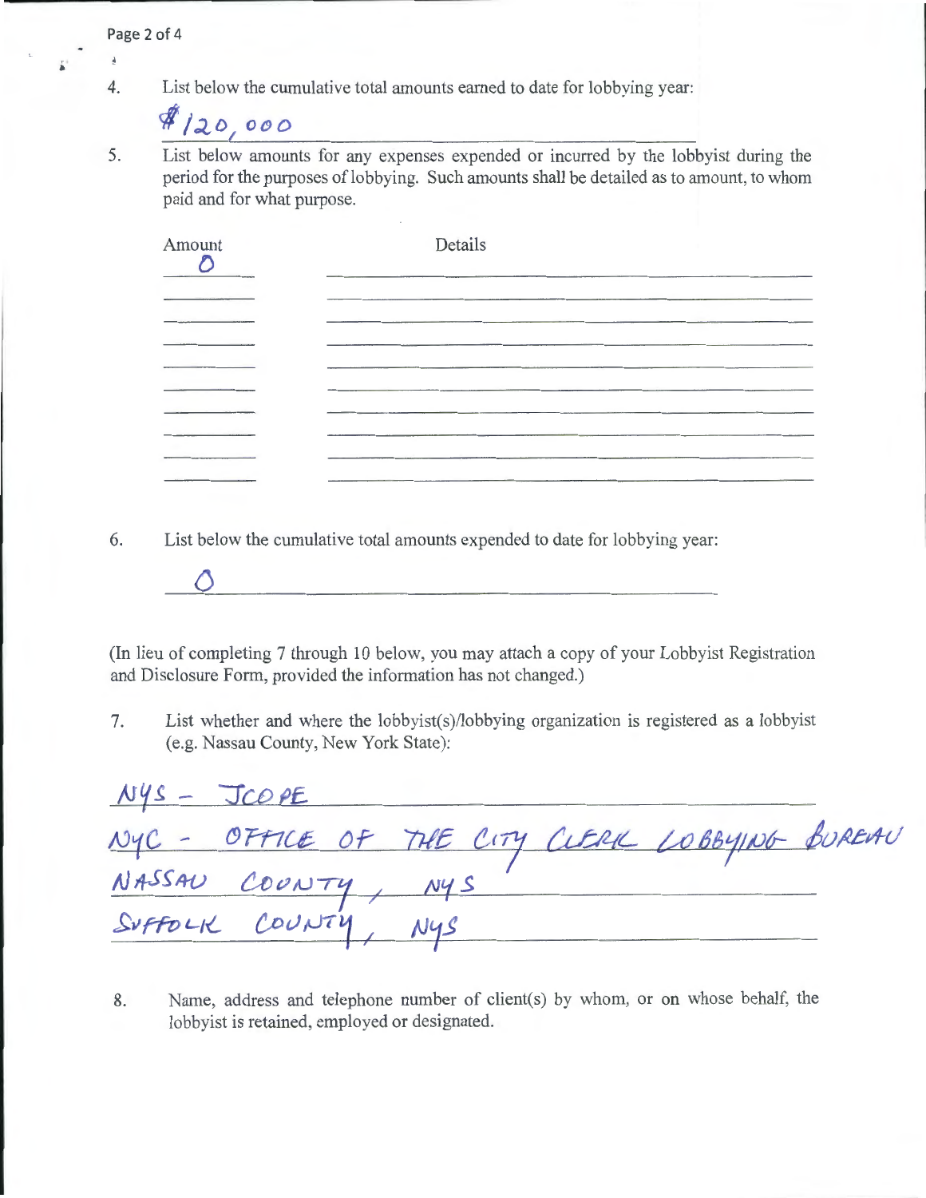4. List below the cumulative total amounts earned to date for lobbying year:

   $120,000

5. List below amounts for any expenses expended or incurred by the lobbyist during the period for the purposes of lobbying. Such amounts shall be detailed as to amount, to whom paid and for what purpose.

| Amount | Details |
| --- | --- |
| 0 | |
| | |
| | |
| | |
| | |
| | |
| | |
| | |
| | |
| | |

6. List below the cumulative total amounts expended to date for lobbying year:

   0

(In lieu of completing 7 through 10 below, you may attach a copy of your Lobbyist Registration and Disclosure Form, provided the information has not changed.)

7. List whether and where the lobbyist(s)/lobbying organization is registered as a lobbyist (e.g. Nassau County, New York State):

NYS - JCOPE
NYC - OFFICE OF THE CITY CLERK LOBBYING BUREAU
NASSAU COUNTY, NYS
SUFFOLK COUNTY, NYS

8. Name, address and telephone number of client(s) by whom, or on whose behalf, the lobbyist is retained, employed or designated.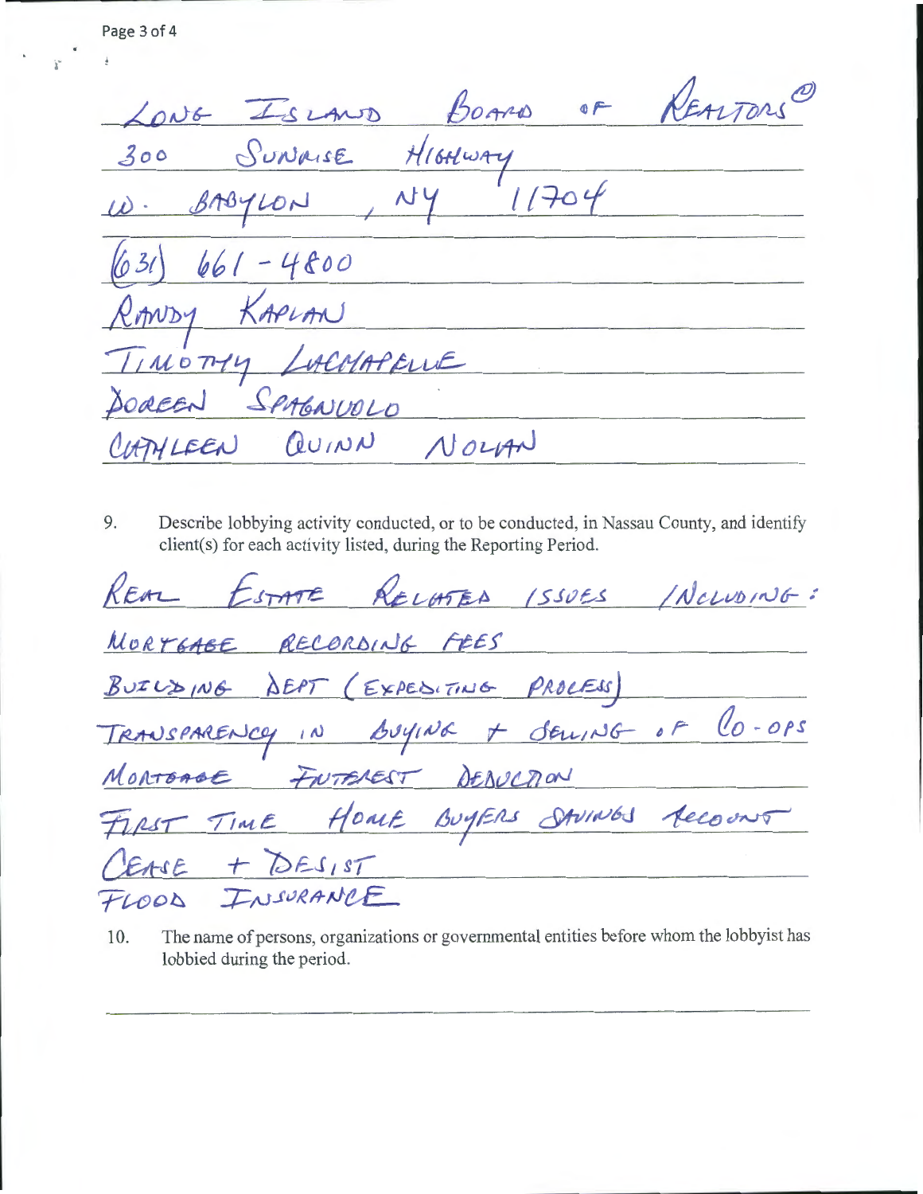LONG ISLAND BOARD OF REALTORS®

300 SUNRISE HIGHWAY

W. BABYLON, NY 11704

(631) 661-4800

RANDY KAPLAN

TIMOTHY LACHAPELLE

DOREEN SPAGNUOLO

CATHLEEN QUINN NOLAN

9. Describe lobbying activity conducted, or to be conducted, in Nassau County, and identify client(s) for each activity listed, during the Reporting Period.

REAL ESTATE RELATED ISSUES INCLUDING:

MORTGAGE RECORDING FEES

BUILDING DEPT (EXPEDITING PROCESS)

TRANSPARENCY IN BUYING + SELLING OF CO-OPS

MORTGAGE INTEREST DEDUCTION

FIRST TIME HOME BUYERS SAVINGS ACCOUNT

CEASE + DESIST

FLOOD INSURANCE

10. The name of persons, organizations or governmental entities before whom the lobbyist has lobbied during the period.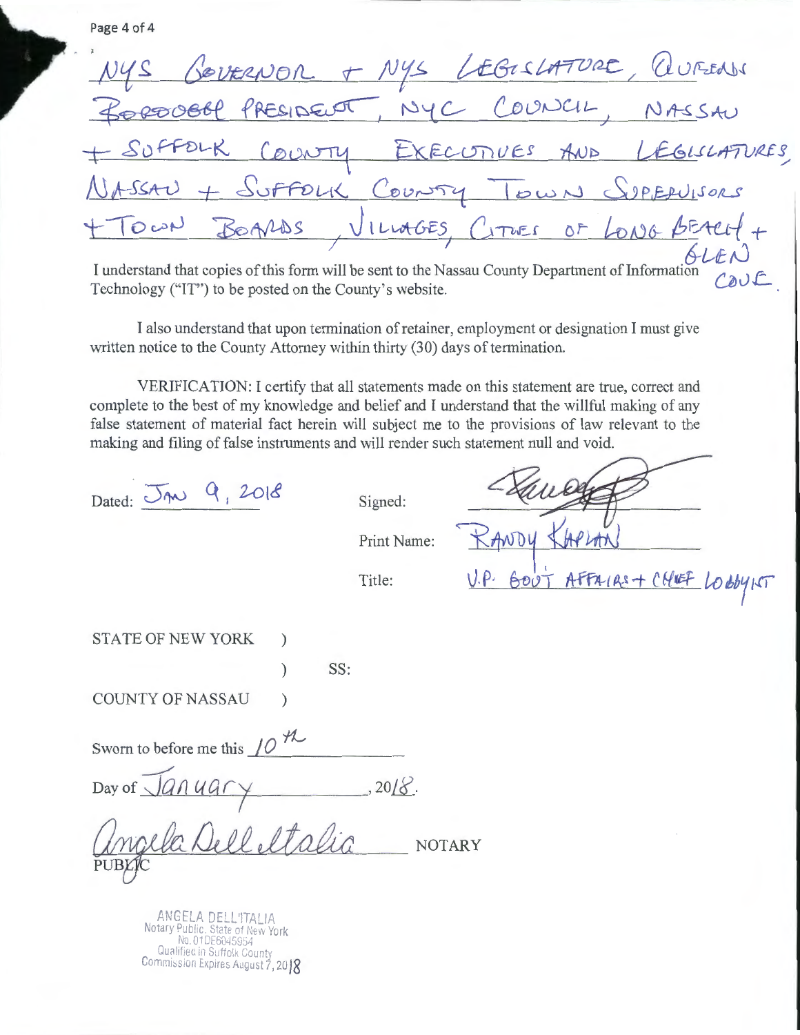NYS GOVERNOR + NYS LEGISLATURE, QUEENS BOROUGH PRESIDENT, NYC COUNCIL, NASSAU + SUFFOLK COUNTY EXECUTIVES AND LEGISLATURES, NASSAU + SUFFOLK COUNTY TOWN SUPERVISORS + TOWN BOARDS, VILLAGES, CITIES OF LONG BEACH + GLEN COVE.

I understand that copies of this form will be sent to the Nassau County Department of Information Technology ("IT") to be posted on the County's website.

I also understand that upon termination of retainer, employment or designation I must give written notice to the County Attorney within thirty (30) days of termination.

VERIFICATION: I certify that all statements made on this statement are true, correct and complete to the best of my knowledge and belief and I understand that the willful making of any false statement of material fact herein will subject me to the provisions of law relevant to the making and filing of false instruments and will render such statement null and void.

Dated: JAN 9, 2018

Signed: [signature]

Print Name: RANDY KAPLAN

Title: V.P. GOVT AFFAIRS + CHIEF LOBBYIST

STATE OF NEW YORK )
) SS:
COUNTY OF NASSAU )

Sworn to before me this 10th

Day of January, 2018.

Angela Dell'Italia NOTARY PUBLIC

ANGELA DELL'ITALIA
Notary Public, State of New York
No. 01DE6045954
Qualified in Suffolk County
Commission Expires August 7, 2018